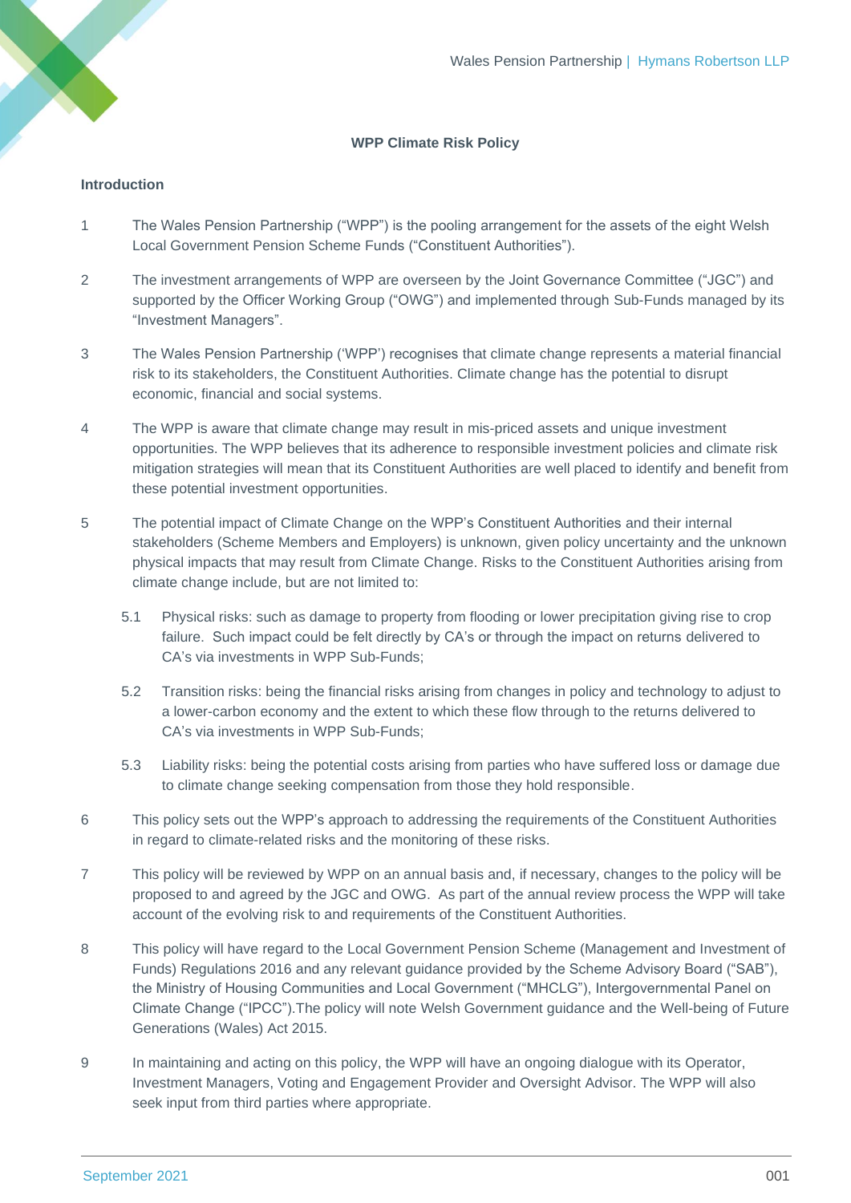# WPP Climate Risk Policy

## Introduction

1 The Wales Pension Partnership ("WPP") is the pooling arrangement for the assets of the eight Welsh Local Government Pension Scheme Funds ("Constituent Authorities").

2 The investment arrangements of WPP are overseen by the Joint Governance Committee ("JGC") and supported by the Officer Working Group ("OWG") and implemented through Sub-Funds managed by its "Investment Managers".

3 The Wales Pension Partnership ('WPP') recognises that climate change represents a material financial risk to its stakeholders, the Constituent Authorities. Climate change has the potential to disrupt economic, financial and social systems.

4 The WPP is aware that climate change may result in mis-priced assets and unique investment opportunities. The WPP believes that its adherence to responsible investment policies and climate risk mitigation strategies will mean that its Constituent Authorities are well placed to identify and benefit from these potential investment opportunities.

5 The potential impact of Climate Change on the WPP's Constituent Authorities and their internal stakeholders (Scheme Members and Employers) is unknown, given policy uncertainty and the unknown physical impacts that may result from Climate Change. Risks to the Constituent Authorities arising from climate change include, but are not limited to:

5.1 Physical risks: such as damage to property from flooding or lower precipitation giving rise to crop failure. Such impact could be felt directly by CA's or through the impact on returns delivered to CA's via investments in WPP Sub-Funds;

5.2 Transition risks: being the financial risks arising from changes in policy and technology to adjust to a lower-carbon economy and the extent to which these flow through to the returns delivered to CA's via investments in WPP Sub-Funds;

5.3 Liability risks: being the potential costs arising from parties who have suffered loss or damage due to climate change seeking compensation from those they hold responsible.

6 This policy sets out the WPP's approach to addressing the requirements of the Constituent Authorities in regard to climate-related risks and the monitoring of these risks.

7 This policy will be reviewed by WPP on an annual basis and, if necessary, changes to the policy will be proposed to and agreed by the JGC and OWG. As part of the annual review process the WPP will take account of the evolving risk to and requirements of the Constituent Authorities.

8 This policy will have regard to the Local Government Pension Scheme (Management and Investment of Funds) Regulations 2016 and any relevant guidance provided by the Scheme Advisory Board ("SAB"), the Ministry of Housing Communities and Local Government ("MHCLG"), Intergovernmental Panel on Climate Change ("IPCC").The policy will note Welsh Government guidance and the Well-being of Future Generations (Wales) Act 2015.

9 In maintaining and acting on this policy, the WPP will have an ongoing dialogue with its Operator, Investment Managers, Voting and Engagement Provider and Oversight Advisor. The WPP will also seek input from third parties where appropriate.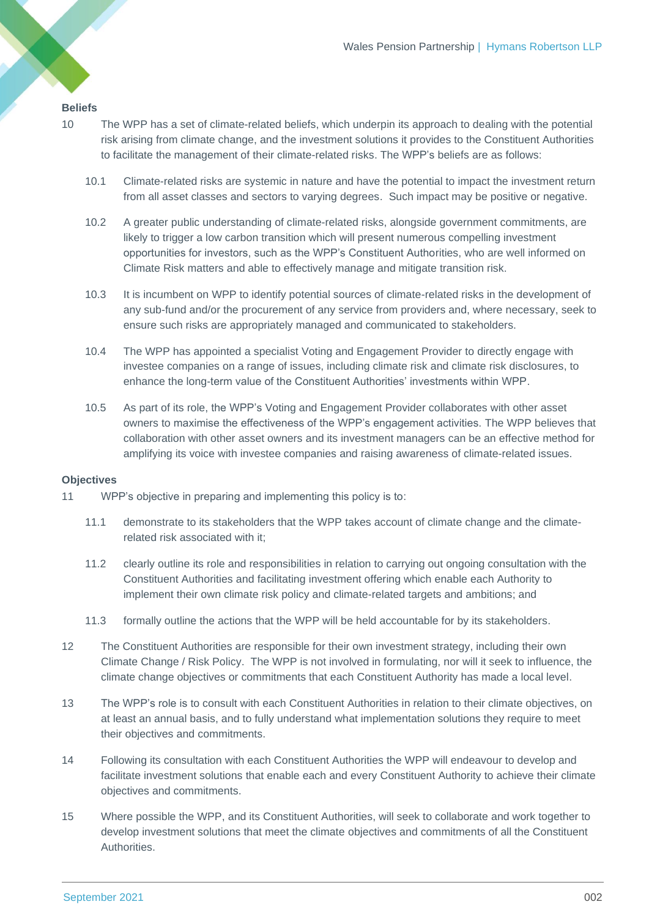**Beliefs**

10 The WPP has a set of climate-related beliefs, which underpin its approach to dealing with the potential risk arising from climate change, and the investment solutions it provides to the Constituent Authorities to facilitate the management of their climate-related risks. The WPP's beliefs are as follows:

10.1 Climate-related risks are systemic in nature and have the potential to impact the investment return from all asset classes and sectors to varying degrees. Such impact may be positive or negative.

10.2 A greater public understanding of climate-related risks, alongside government commitments, are likely to trigger a low carbon transition which will present numerous compelling investment opportunities for investors, such as the WPP's Constituent Authorities, who are well informed on Climate Risk matters and able to effectively manage and mitigate transition risk.

10.3 It is incumbent on WPP to identify potential sources of climate-related risks in the development of any sub-fund and/or the procurement of any service from providers and, where necessary, seek to ensure such risks are appropriately managed and communicated to stakeholders.

10.4 The WPP has appointed a specialist Voting and Engagement Provider to directly engage with investee companies on a range of issues, including climate risk and climate risk disclosures, to enhance the long-term value of the Constituent Authorities' investments within WPP.

10.5 As part of its role, the WPP's Voting and Engagement Provider collaborates with other asset owners to maximise the effectiveness of the WPP's engagement activities. The WPP believes that collaboration with other asset owners and its investment managers can be an effective method for amplifying its voice with investee companies and raising awareness of climate-related issues.

**Objectives**

11 WPP's objective in preparing and implementing this policy is to:

11.1 demonstrate to its stakeholders that the WPP takes account of climate change and the climate-related risk associated with it;

11.2 clearly outline its role and responsibilities in relation to carrying out ongoing consultation with the Constituent Authorities and facilitating investment offering which enable each Authority to implement their own climate risk policy and climate-related targets and ambitions; and

11.3 formally outline the actions that the WPP will be held accountable for by its stakeholders.

12 The Constituent Authorities are responsible for their own investment strategy, including their own Climate Change / Risk Policy. The WPP is not involved in formulating, nor will it seek to influence, the climate change objectives or commitments that each Constituent Authority has made a local level.

13 The WPP's role is to consult with each Constituent Authorities in relation to their climate objectives, on at least an annual basis, and to fully understand what implementation solutions they require to meet their objectives and commitments.

14 Following its consultation with each Constituent Authorities the WPP will endeavour to develop and facilitate investment solutions that enable each and every Constituent Authority to achieve their climate objectives and commitments.

15 Where possible the WPP, and its Constituent Authorities, will seek to collaborate and work together to develop investment solutions that meet the climate objectives and commitments of all the Constituent Authorities.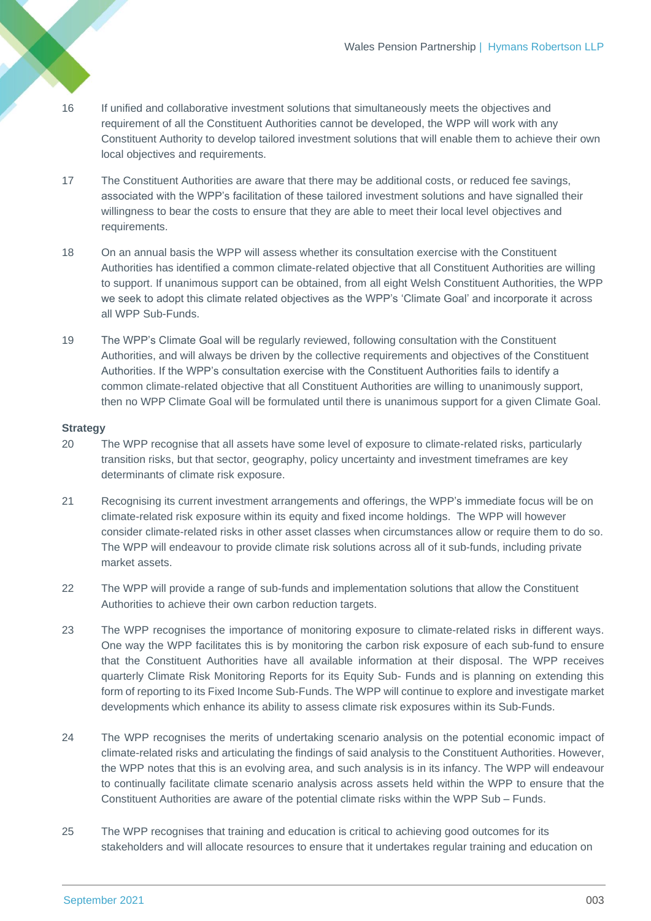16 If unified and collaborative investment solutions that simultaneously meets the objectives and requirement of all the Constituent Authorities cannot be developed, the WPP will work with any Constituent Authority to develop tailored investment solutions that will enable them to achieve their own local objectives and requirements.

17 The Constituent Authorities are aware that there may be additional costs, or reduced fee savings, associated with the WPP's facilitation of these tailored investment solutions and have signalled their willingness to bear the costs to ensure that they are able to meet their local level objectives and requirements.

18 On an annual basis the WPP will assess whether its consultation exercise with the Constituent Authorities has identified a common climate-related objective that all Constituent Authorities are willing to support. If unanimous support can be obtained, from all eight Welsh Constituent Authorities, the WPP we seek to adopt this climate related objectives as the WPP's 'Climate Goal' and incorporate it across all WPP Sub-Funds.

19 The WPP's Climate Goal will be regularly reviewed, following consultation with the Constituent Authorities, and will always be driven by the collective requirements and objectives of the Constituent Authorities. If the WPP's consultation exercise with the Constituent Authorities fails to identify a common climate-related objective that all Constituent Authorities are willing to unanimously support, then no WPP Climate Goal will be formulated until there is unanimous support for a given Climate Goal.

**Strategy**

20 The WPP recognise that all assets have some level of exposure to climate-related risks, particularly transition risks, but that sector, geography, policy uncertainty and investment timeframes are key determinants of climate risk exposure.

21 Recognising its current investment arrangements and offerings, the WPP's immediate focus will be on climate-related risk exposure within its equity and fixed income holdings. The WPP will however consider climate-related risks in other asset classes when circumstances allow or require them to do so. The WPP will endeavour to provide climate risk solutions across all of it sub-funds, including private market assets.

22 The WPP will provide a range of sub-funds and implementation solutions that allow the Constituent Authorities to achieve their own carbon reduction targets.

23 The WPP recognises the importance of monitoring exposure to climate-related risks in different ways. One way the WPP facilitates this is by monitoring the carbon risk exposure of each sub-fund to ensure that the Constituent Authorities have all available information at their disposal. The WPP receives quarterly Climate Risk Monitoring Reports for its Equity Sub- Funds and is planning on extending this form of reporting to its Fixed Income Sub-Funds. The WPP will continue to explore and investigate market developments which enhance its ability to assess climate risk exposures within its Sub-Funds.

24 The WPP recognises the merits of undertaking scenario analysis on the potential economic impact of climate-related risks and articulating the findings of said analysis to the Constituent Authorities. However, the WPP notes that this is an evolving area, and such analysis is in its infancy. The WPP will endeavour to continually facilitate climate scenario analysis across assets held within the WPP to ensure that the Constituent Authorities are aware of the potential climate risks within the WPP Sub – Funds.

25 The WPP recognises that training and education is critical to achieving good outcomes for its stakeholders and will allocate resources to ensure that it undertakes regular training and education on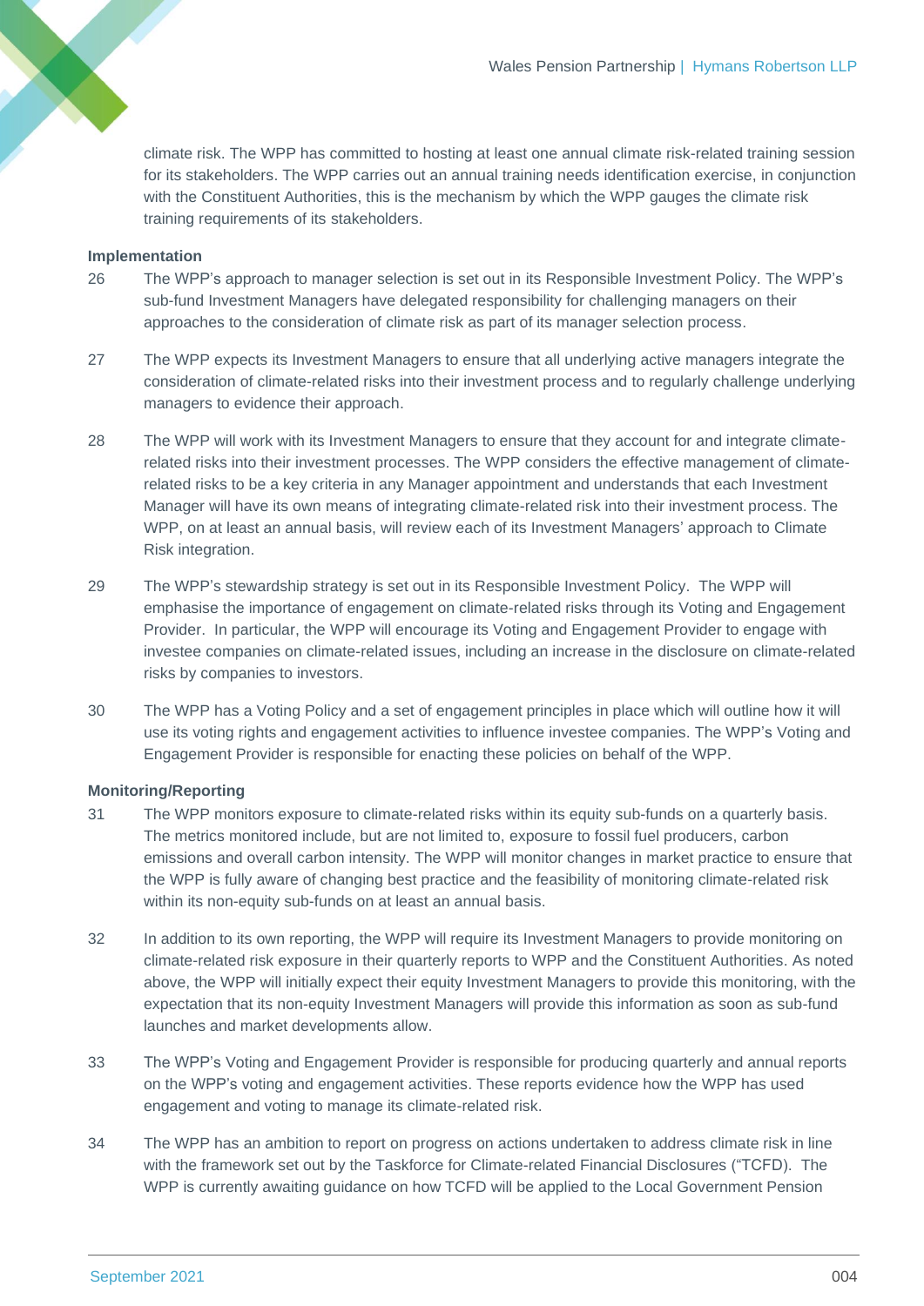climate risk. The WPP has committed to hosting at least one annual climate risk-related training session for its stakeholders. The WPP carries out an annual training needs identification exercise, in conjunction with the Constituent Authorities, this is the mechanism by which the WPP gauges the climate risk training requirements of its stakeholders.

**Implementation**

26 The WPP's approach to manager selection is set out in its Responsible Investment Policy. The WPP's sub-fund Investment Managers have delegated responsibility for challenging managers on their approaches to the consideration of climate risk as part of its manager selection process.

27 The WPP expects its Investment Managers to ensure that all underlying active managers integrate the consideration of climate-related risks into their investment process and to regularly challenge underlying managers to evidence their approach.

28 The WPP will work with its Investment Managers to ensure that they account for and integrate climate-related risks into their investment processes. The WPP considers the effective management of climate-related risks to be a key criteria in any Manager appointment and understands that each Investment Manager will have its own means of integrating climate-related risk into their investment process. The WPP, on at least an annual basis, will review each of its Investment Managers' approach to Climate Risk integration.

29 The WPP's stewardship strategy is set out in its Responsible Investment Policy. The WPP will emphasise the importance of engagement on climate-related risks through its Voting and Engagement Provider. In particular, the WPP will encourage its Voting and Engagement Provider to engage with investee companies on climate-related issues, including an increase in the disclosure on climate-related risks by companies to investors.

30 The WPP has a Voting Policy and a set of engagement principles in place which will outline how it will use its voting rights and engagement activities to influence investee companies. The WPP's Voting and Engagement Provider is responsible for enacting these policies on behalf of the WPP.

**Monitoring/Reporting**

31 The WPP monitors exposure to climate-related risks within its equity sub-funds on a quarterly basis. The metrics monitored include, but are not limited to, exposure to fossil fuel producers, carbon emissions and overall carbon intensity. The WPP will monitor changes in market practice to ensure that the WPP is fully aware of changing best practice and the feasibility of monitoring climate-related risk within its non-equity sub-funds on at least an annual basis.

32 In addition to its own reporting, the WPP will require its Investment Managers to provide monitoring on climate-related risk exposure in their quarterly reports to WPP and the Constituent Authorities. As noted above, the WPP will initially expect their equity Investment Managers to provide this monitoring, with the expectation that its non-equity Investment Managers will provide this information as soon as sub-fund launches and market developments allow.

33 The WPP's Voting and Engagement Provider is responsible for producing quarterly and annual reports on the WPP's voting and engagement activities. These reports evidence how the WPP has used engagement and voting to manage its climate-related risk.

34 The WPP has an ambition to report on progress on actions undertaken to address climate risk in line with the framework set out by the Taskforce for Climate-related Financial Disclosures ("TCFD). The WPP is currently awaiting guidance on how TCFD will be applied to the Local Government Pension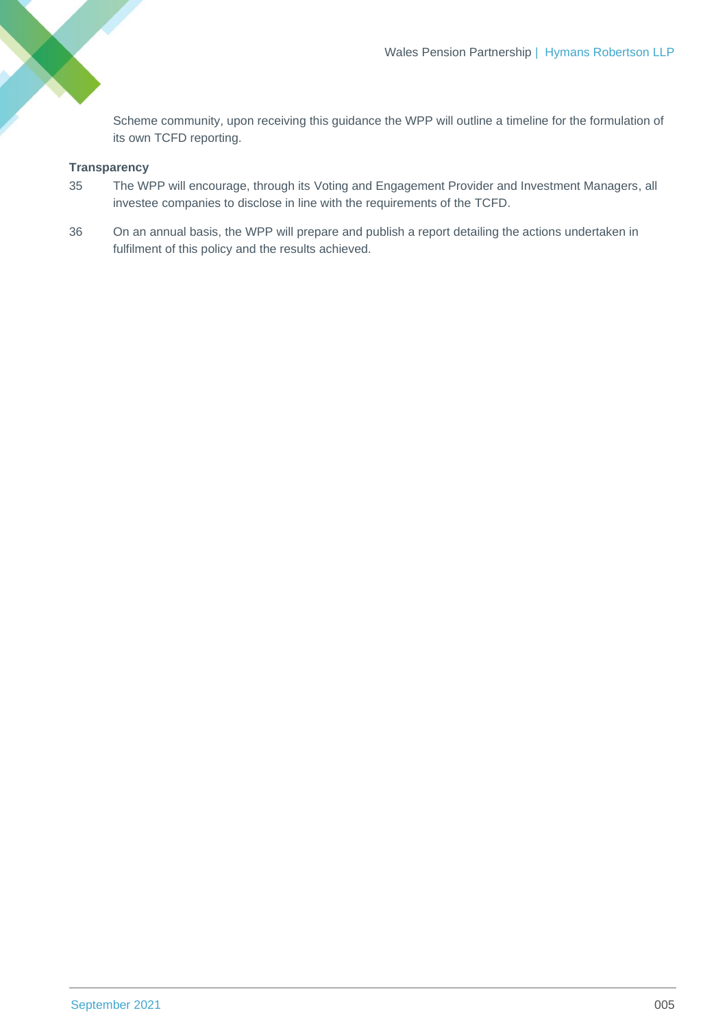Scheme community, upon receiving this guidance the WPP will outline a timeline for the formulation of its own TCFD reporting.

**Transparency**

35 The WPP will encourage, through its Voting and Engagement Provider and Investment Managers, all investee companies to disclose in line with the requirements of the TCFD.

36 On an annual basis, the WPP will prepare and publish a report detailing the actions undertaken in fulfilment of this policy and the results achieved.